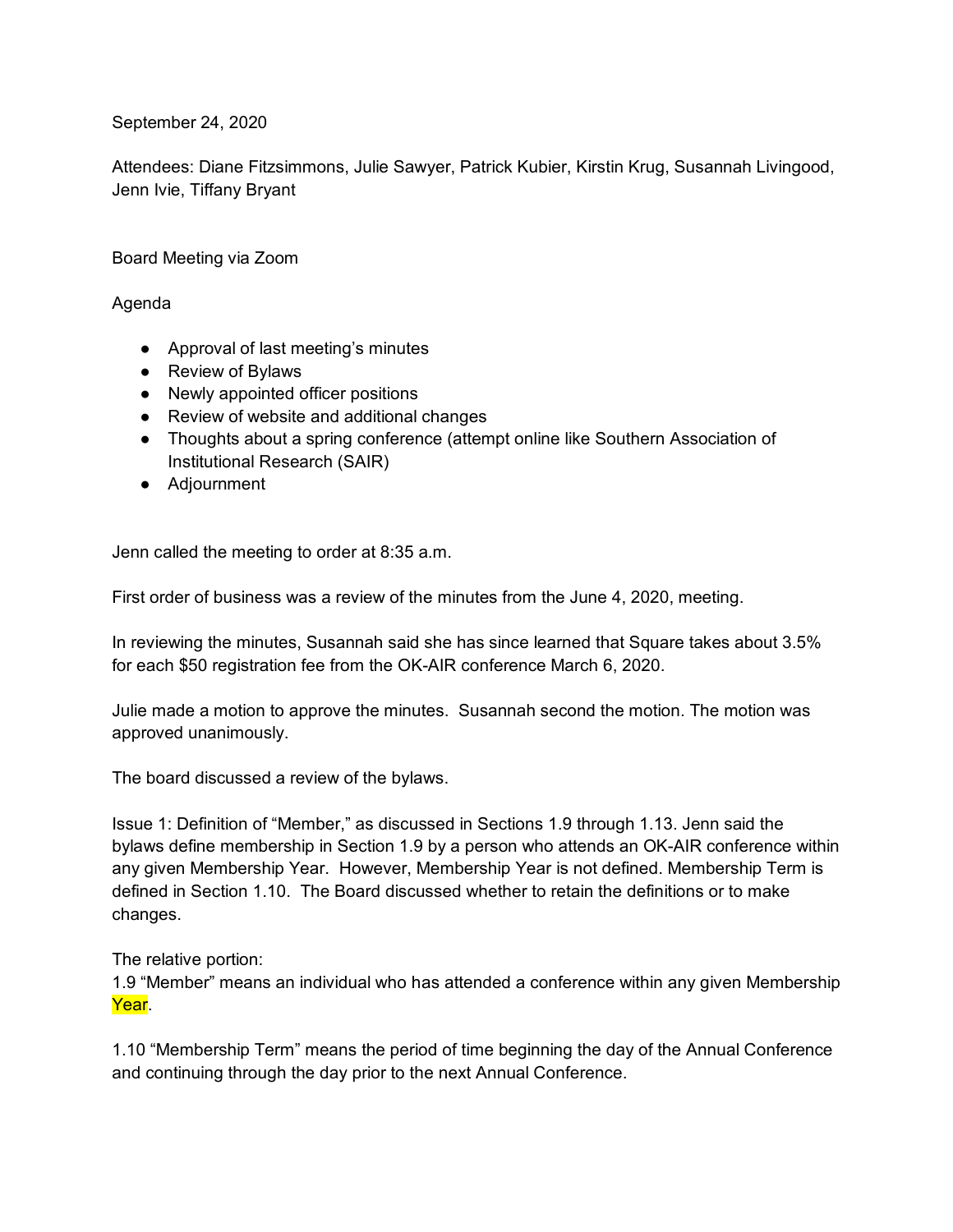September 24, 2020

Attendees: Diane Fitzsimmons, Julie Sawyer, Patrick Kubier, Kirstin Krug, Susannah Livingood, Jenn Ivie, Tiffany Bryant

Board Meeting via Zoom

Agenda

- Approval of last meeting's minutes
- Review of Bylaws
- Newly appointed officer positions
- Review of website and additional changes
- Thoughts about a spring conference (attempt online like Southern Association of Institutional Research (SAIR)
- Adjournment

Jenn called the meeting to order at 8:35 a.m.

First order of business was a review of the minutes from the June 4, 2020, meeting.

In reviewing the minutes, Susannah said she has since learned that Square takes about 3.5% for each $50 registration fee from the OK-AIR conference March 6, 2020.

Julie made a motion to approve the minutes. Susannah second the motion. The motion was approved unanimously.

The board discussed a review of the bylaws.

Issue 1: Definition of "Member," as discussed in Sections 1.9 through 1.13. Jenn said the bylaws define membership in Section 1.9 by a person who attends an OK-AIR conference within any given Membership Year. However, Membership Year is not defined. Membership Term is defined in Section 1.10. The Board discussed whether to retain the definitions or to make changes.

The relative portion:
1.9 "Member" means an individual who has attended a conference within any given Membership Year.

1.10 "Membership Term" means the period of time beginning the day of the Annual Conference and continuing through the day prior to the next Annual Conference.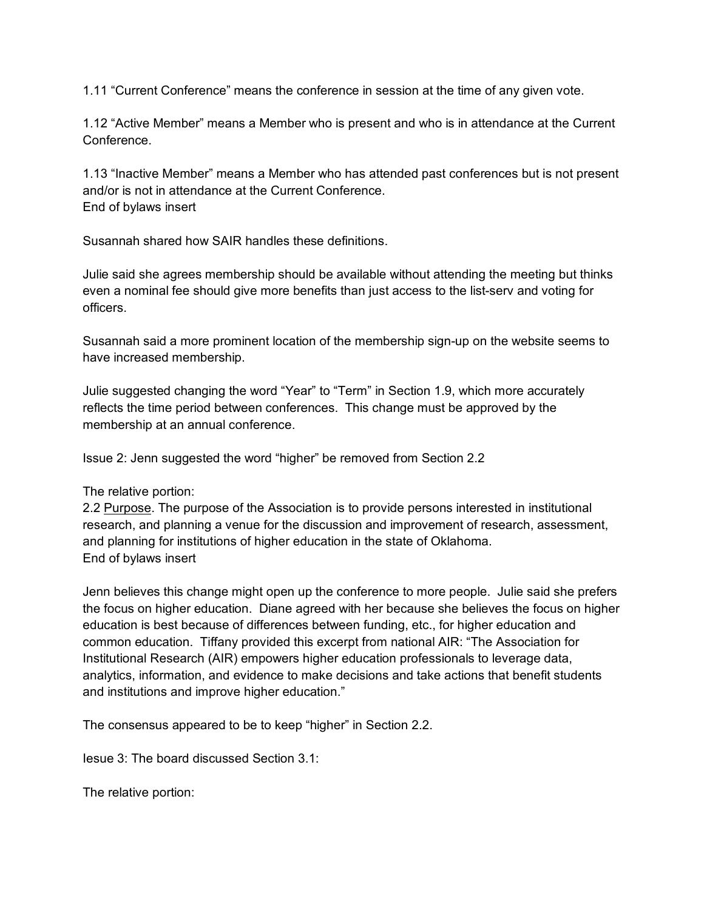1.11 “Current Conference” means the conference in session at the time of any given vote.

1.12 “Active Member” means a Member who is present and who is in attendance at the Current Conference.

1.13 “Inactive Member” means a Member who has attended past conferences but is not present and/or is not in attendance at the Current Conference.
End of bylaws insert

Susannah shared how SAIR handles these definitions.

Julie said she agrees membership should be available without attending the meeting but thinks even a nominal fee should give more benefits than just access to the list-serv and voting for officers.

Susannah said a more prominent location of the membership sign-up on the website seems to have increased membership.

Julie suggested changing the word “Year” to “Term” in Section 1.9, which more accurately reflects the time period between conferences. This change must be approved by the membership at an annual conference.

Issue 2: Jenn suggested the word “higher” be removed from Section 2.2

The relative portion:
2.2 Purpose. The purpose of the Association is to provide persons interested in institutional research, and planning a venue for the discussion and improvement of research, assessment, and planning for institutions of higher education in the state of Oklahoma.
End of bylaws insert

Jenn believes this change might open up the conference to more people. Julie said she prefers the focus on higher education. Diane agreed with her because she believes the focus on higher education is best because of differences between funding, etc., for higher education and common education. Tiffany provided this excerpt from national AIR: “The Association for Institutional Research (AIR) empowers higher education professionals to leverage data, analytics, information, and evidence to make decisions and take actions that benefit students and institutions and improve higher education.”

The consensus appeared to be to keep “higher” in Section 2.2.

Iesue 3: The board discussed Section 3.1:

The relative portion: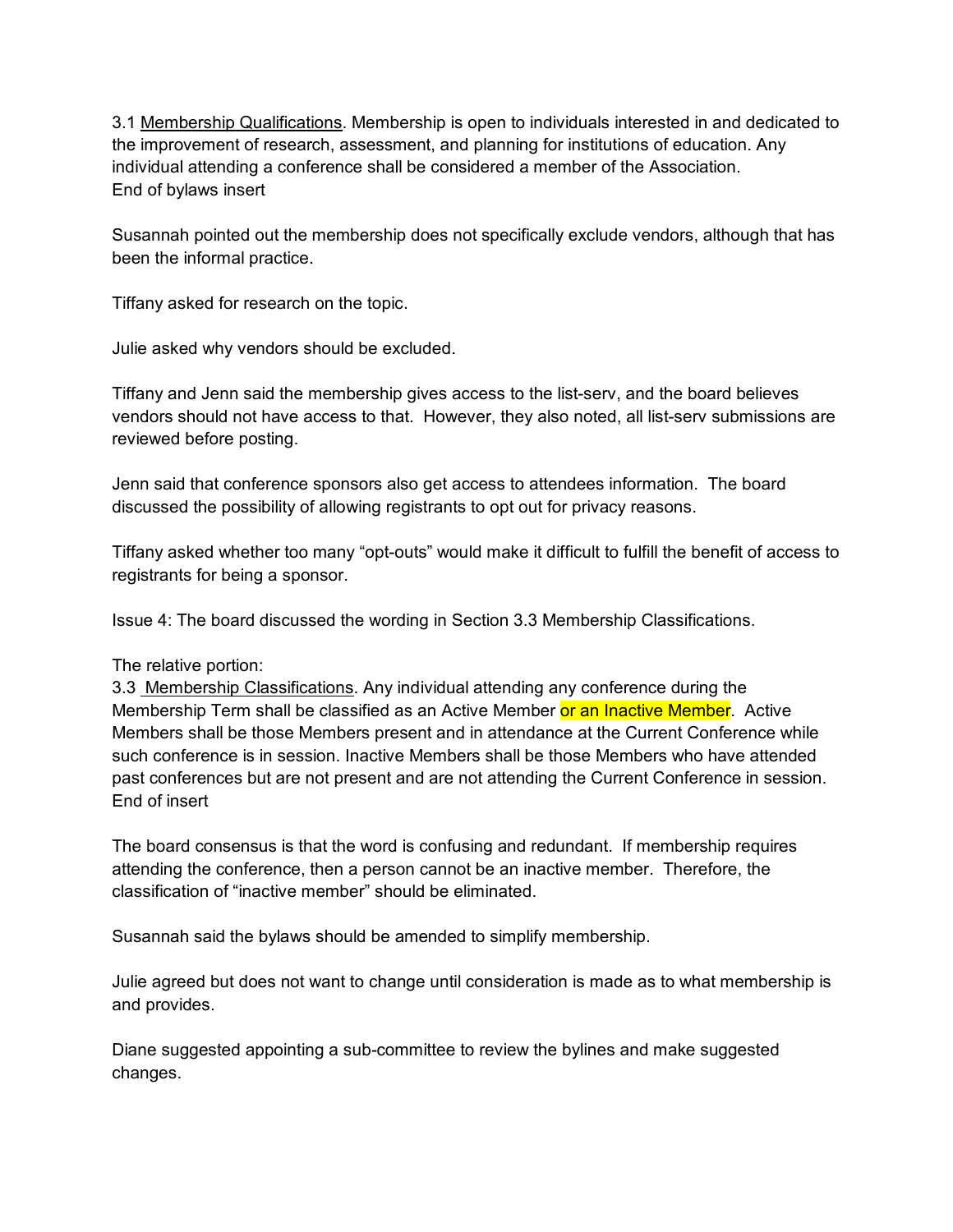3.1 <u>Membership Qualifications</u>. Membership is open to individuals interested in and dedicated to the improvement of research, assessment, and planning for institutions of education. Any individual attending a conference shall be considered a member of the Association.
End of bylaws insert

Susannah pointed out the membership does not specifically exclude vendors, although that has been the informal practice.

Tiffany asked for research on the topic.

Julie asked why vendors should be excluded.

Tiffany and Jenn said the membership gives access to the list-serv, and the board believes vendors should not have access to that. However, they also noted, all list-serv submissions are reviewed before posting.

Jenn said that conference sponsors also get access to attendees information. The board discussed the possibility of allowing registrants to opt out for privacy reasons.

Tiffany asked whether too many "opt-outs" would make it difficult to fulfill the benefit of access to registrants for being a sponsor.

Issue 4: The board discussed the wording in Section 3.3 Membership Classifications.

The relative portion:
3.3 <u>Membership Classifications</u>. Any individual attending any conference during the Membership Term shall be classified as an Active Member ==or an Inactive Member==. Active Members shall be those Members present and in attendance at the Current Conference while such conference is in session. Inactive Members shall be those Members who have attended past conferences but are not present and are not attending the Current Conference in session.
End of insert

The board consensus is that the word is confusing and redundant. If membership requires attending the conference, then a person cannot be an inactive member. Therefore, the classification of "inactive member" should be eliminated.

Susannah said the bylaws should be amended to simplify membership.

Julie agreed but does not want to change until consideration is made as to what membership is and provides.

Diane suggested appointing a sub-committee to review the bylines and make suggested changes.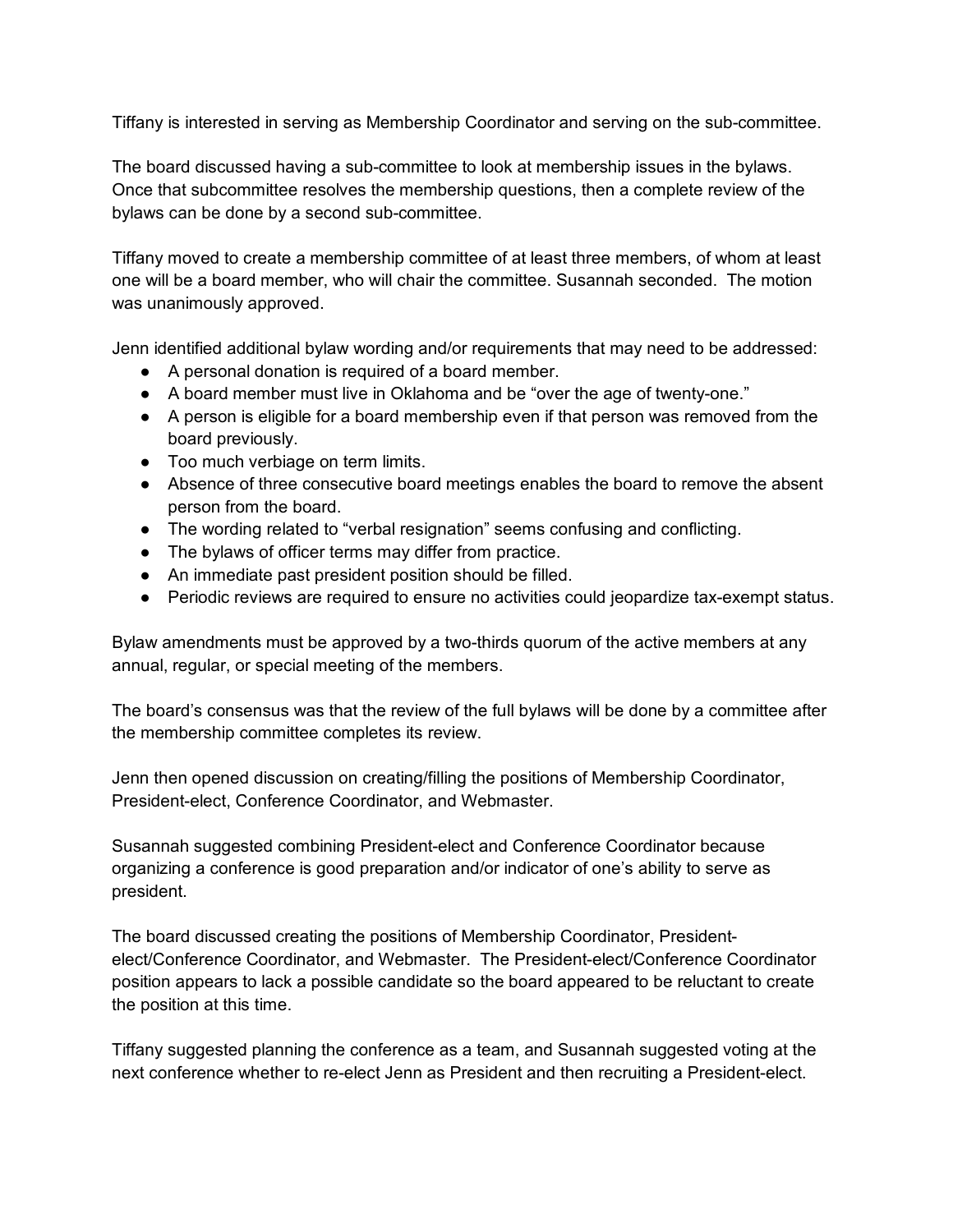Tiffany is interested in serving as Membership Coordinator and serving on the sub-committee.

The board discussed having a sub-committee to look at membership issues in the bylaws. Once that subcommittee resolves the membership questions, then a complete review of the bylaws can be done by a second sub-committee.

Tiffany moved to create a membership committee of at least three members, of whom at least one will be a board member, who will chair the committee. Susannah seconded. The motion was unanimously approved.

Jenn identified additional bylaw wording and/or requirements that may need to be addressed:

- A personal donation is required of a board member.
- A board member must live in Oklahoma and be "over the age of twenty-one."
- A person is eligible for a board membership even if that person was removed from the board previously.
- Too much verbiage on term limits.
- Absence of three consecutive board meetings enables the board to remove the absent person from the board.
- The wording related to "verbal resignation" seems confusing and conflicting.
- The bylaws of officer terms may differ from practice.
- An immediate past president position should be filled.
- Periodic reviews are required to ensure no activities could jeopardize tax-exempt status.

Bylaw amendments must be approved by a two-thirds quorum of the active members at any annual, regular, or special meeting of the members.

The board's consensus was that the review of the full bylaws will be done by a committee after the membership committee completes its review.

Jenn then opened discussion on creating/filling the positions of Membership Coordinator, President-elect, Conference Coordinator, and Webmaster.

Susannah suggested combining President-elect and Conference Coordinator because organizing a conference is good preparation and/or indicator of one's ability to serve as president.

The board discussed creating the positions of Membership Coordinator, President-elect/Conference Coordinator, and Webmaster. The President-elect/Conference Coordinator position appears to lack a possible candidate so the board appeared to be reluctant to create the position at this time.

Tiffany suggested planning the conference as a team, and Susannah suggested voting at the next conference whether to re-elect Jenn as President and then recruiting a President-elect.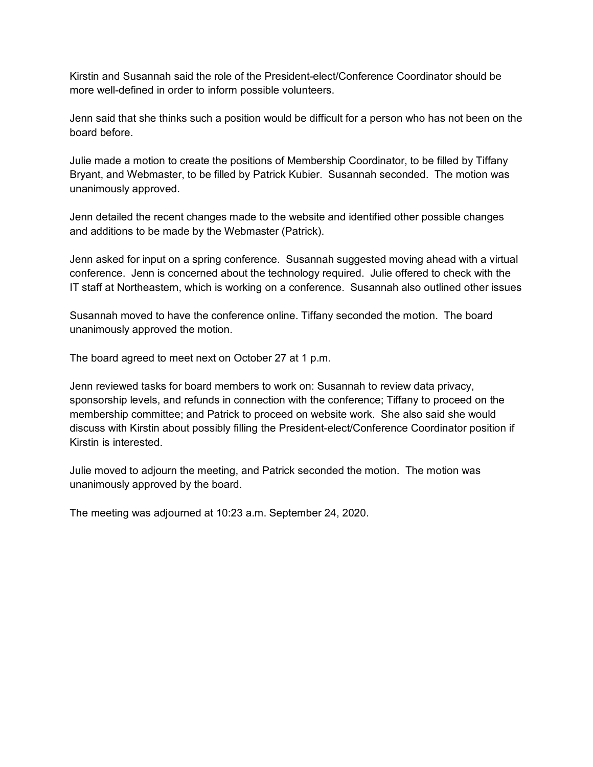Kirstin and Susannah said the role of the President-elect/Conference Coordinator should be more well-defined in order to inform possible volunteers.

Jenn said that she thinks such a position would be difficult for a person who has not been on the board before.

Julie made a motion to create the positions of Membership Coordinator, to be filled by Tiffany Bryant, and Webmaster, to be filled by Patrick Kubier. Susannah seconded. The motion was unanimously approved.

Jenn detailed the recent changes made to the website and identified other possible changes and additions to be made by the Webmaster (Patrick).

Jenn asked for input on a spring conference. Susannah suggested moving ahead with a virtual conference. Jenn is concerned about the technology required. Julie offered to check with the IT staff at Northeastern, which is working on a conference. Susannah also outlined other issues

Susannah moved to have the conference online. Tiffany seconded the motion. The board unanimously approved the motion.

The board agreed to meet next on October 27 at 1 p.m.

Jenn reviewed tasks for board members to work on: Susannah to review data privacy, sponsorship levels, and refunds in connection with the conference; Tiffany to proceed on the membership committee; and Patrick to proceed on website work. She also said she would discuss with Kirstin about possibly filling the President-elect/Conference Coordinator position if Kirstin is interested.

Julie moved to adjourn the meeting, and Patrick seconded the motion. The motion was unanimously approved by the board.

The meeting was adjourned at 10:23 a.m. September 24, 2020.